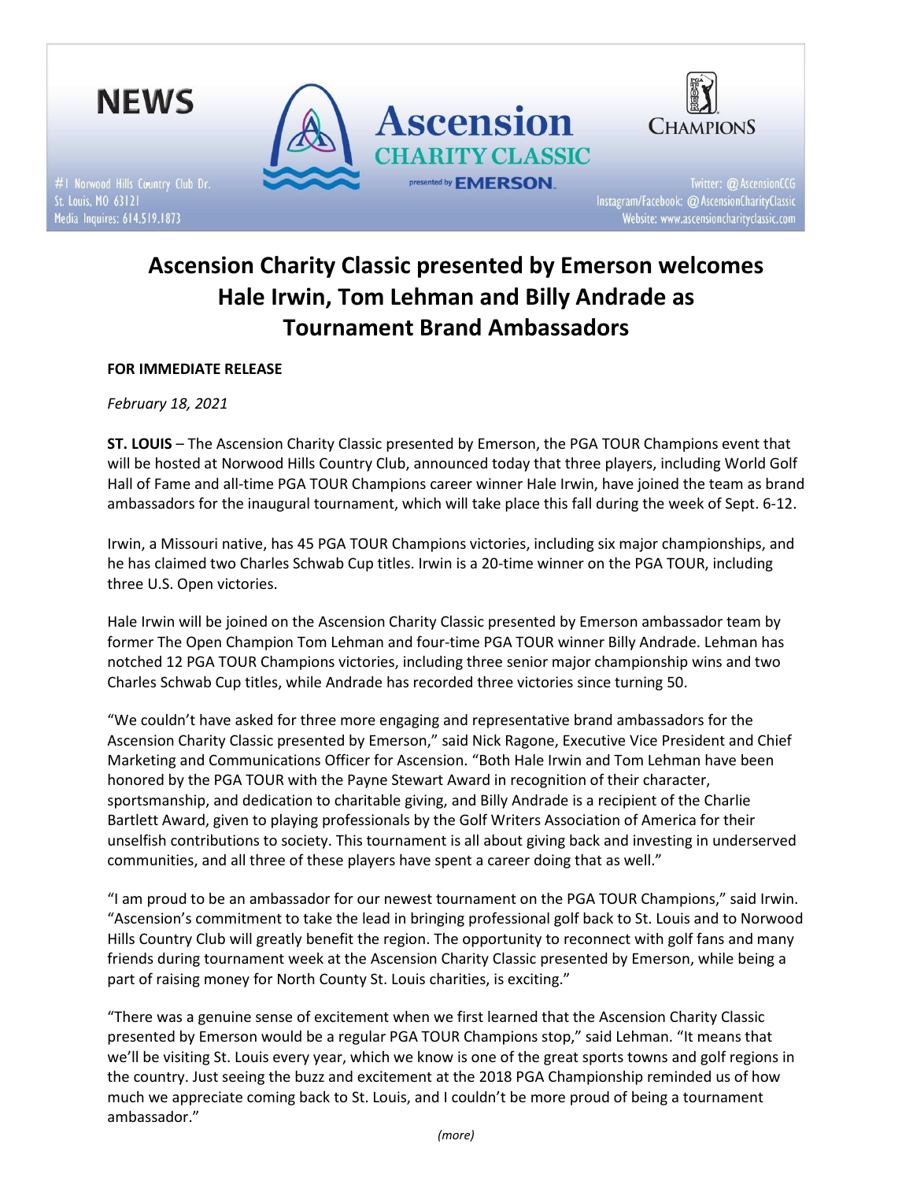NEWS

#1 Norwood Hills Country Club Dr.
St. Louis, MO 63121
Media Inquires: 614.519.1873

Ascension CHARITY CLASSIC presented by EMERSON

CHAMPIONS

Twitter: @AscensionCCG
Instagram/Facebook: @AscensionCharityClassic
Website: www.ascensioncharityclassic.com

# Ascension Charity Classic presented by Emerson welcomes Hale Irwin, Tom Lehman and Billy Andrade as Tournament Brand Ambassadors

**FOR IMMEDIATE RELEASE**

*February 18, 2021*

**ST. LOUIS** – The Ascension Charity Classic presented by Emerson, the PGA TOUR Champions event that will be hosted at Norwood Hills Country Club, announced today that three players, including World Golf Hall of Fame and all-time PGA TOUR Champions career winner Hale Irwin, have joined the team as brand ambassadors for the inaugural tournament, which will take place this fall during the week of Sept. 6-12.

Irwin, a Missouri native, has 45 PGA TOUR Champions victories, including six major championships, and he has claimed two Charles Schwab Cup titles. Irwin is a 20-time winner on the PGA TOUR, including three U.S. Open victories.

Hale Irwin will be joined on the Ascension Charity Classic presented by Emerson ambassador team by former The Open Champion Tom Lehman and four-time PGA TOUR winner Billy Andrade. Lehman has notched 12 PGA TOUR Champions victories, including three senior major championship wins and two Charles Schwab Cup titles, while Andrade has recorded three victories since turning 50.

"We couldn't have asked for three more engaging and representative brand ambassadors for the Ascension Charity Classic presented by Emerson," said Nick Ragone, Executive Vice President and Chief Marketing and Communications Officer for Ascension. "Both Hale Irwin and Tom Lehman have been honored by the PGA TOUR with the Payne Stewart Award in recognition of their character, sportsmanship, and dedication to charitable giving, and Billy Andrade is a recipient of the Charlie Bartlett Award, given to playing professionals by the Golf Writers Association of America for their unselfish contributions to society. This tournament is all about giving back and investing in underserved communities, and all three of these players have spent a career doing that as well."

"I am proud to be an ambassador for our newest tournament on the PGA TOUR Champions," said Irwin. "Ascension's commitment to take the lead in bringing professional golf back to St. Louis and to Norwood Hills Country Club will greatly benefit the region. The opportunity to reconnect with golf fans and many friends during tournament week at the Ascension Charity Classic presented by Emerson, while being a part of raising money for North County St. Louis charities, is exciting."

"There was a genuine sense of excitement when we first learned that the Ascension Charity Classic presented by Emerson would be a regular PGA TOUR Champions stop," said Lehman. "It means that we'll be visiting St. Louis every year, which we know is one of the great sports towns and golf regions in the country. Just seeing the buzz and excitement at the 2018 PGA Championship reminded us of how much we appreciate coming back to St. Louis, and I couldn't be more proud of being a tournament ambassador."

*(more)*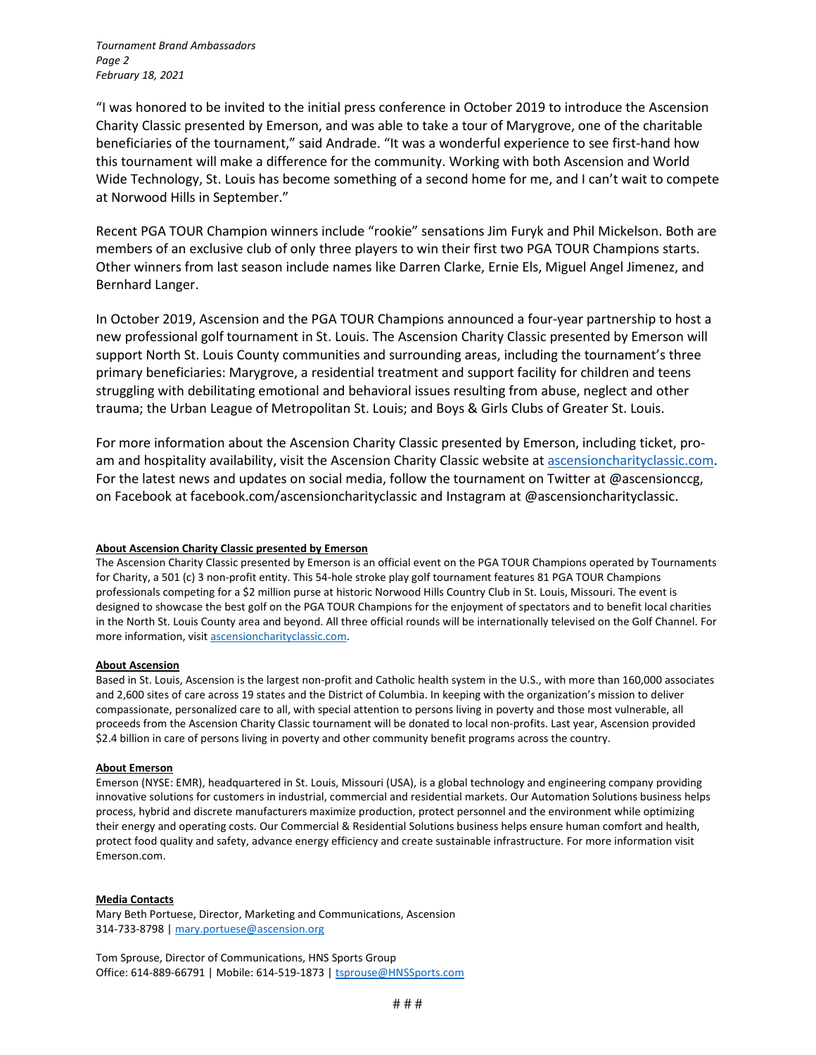"I was honored to be invited to the initial press conference in October 2019 to introduce the Ascension Charity Classic presented by Emerson, and was able to take a tour of Marygrove, one of the charitable beneficiaries of the tournament," said Andrade. "It was a wonderful experience to see first-hand how this tournament will make a difference for the community. Working with both Ascension and World Wide Technology, St. Louis has become something of a second home for me, and I can't wait to compete at Norwood Hills in September."

Recent PGA TOUR Champion winners include "rookie" sensations Jim Furyk and Phil Mickelson. Both are members of an exclusive club of only three players to win their first two PGA TOUR Champions starts. Other winners from last season include names like Darren Clarke, Ernie Els, Miguel Angel Jimenez, and Bernhard Langer.

In October 2019, Ascension and the PGA TOUR Champions announced a four-year partnership to host a new professional golf tournament in St. Louis. The Ascension Charity Classic presented by Emerson will support North St. Louis County communities and surrounding areas, including the tournament's three primary beneficiaries: Marygrove, a residential treatment and support facility for children and teens struggling with debilitating emotional and behavioral issues resulting from abuse, neglect and other trauma; the Urban League of Metropolitan St. Louis; and Boys & Girls Clubs of Greater St. Louis.

For more information about the Ascension Charity Classic presented by Emerson, including ticket, pro-am and hospitality availability, visit the Ascension Charity Classic website at ascensioncharityclassic.com. For the latest news and updates on social media, follow the tournament on Twitter at @ascensionccg, on Facebook at facebook.com/ascensioncharityclassic and Instagram at @ascensioncharityclassic.

**About Ascension Charity Classic presented by Emerson**

The Ascension Charity Classic presented by Emerson is an official event on the PGA TOUR Champions operated by Tournaments for Charity, a 501 (c) 3 non-profit entity. This 54-hole stroke play golf tournament features 81 PGA TOUR Champions professionals competing for a $2 million purse at historic Norwood Hills Country Club in St. Louis, Missouri. The event is designed to showcase the best golf on the PGA TOUR Champions for the enjoyment of spectators and to benefit local charities in the North St. Louis County area and beyond. All three official rounds will be internationally televised on the Golf Channel. For more information, visit ascensioncharityclassic.com.

**About Ascension**

Based in St. Louis, Ascension is the largest non-profit and Catholic health system in the U.S., with more than 160,000 associates and 2,600 sites of care across 19 states and the District of Columbia. In keeping with the organization's mission to deliver compassionate, personalized care to all, with special attention to persons living in poverty and those most vulnerable, all proceeds from the Ascension Charity Classic tournament will be donated to local non-profits. Last year, Ascension provided $2.4 billion in care of persons living in poverty and other community benefit programs across the country.

**About Emerson**

Emerson (NYSE: EMR), headquartered in St. Louis, Missouri (USA), is a global technology and engineering company providing innovative solutions for customers in industrial, commercial and residential markets. Our Automation Solutions business helps process, hybrid and discrete manufacturers maximize production, protect personnel and the environment while optimizing their energy and operating costs. Our Commercial & Residential Solutions business helps ensure human comfort and health, protect food quality and safety, advance energy efficiency and create sustainable infrastructure. For more information visit Emerson.com.

**Media Contacts**

Mary Beth Portuese, Director, Marketing and Communications, Ascension
314-733-8798 | mary.portuese@ascension.org

Tom Sprouse, Director of Communications, HNS Sports Group
Office: 614-889-66791 | Mobile: 614-519-1873 | tsprouse@HNSSports.com

# # #